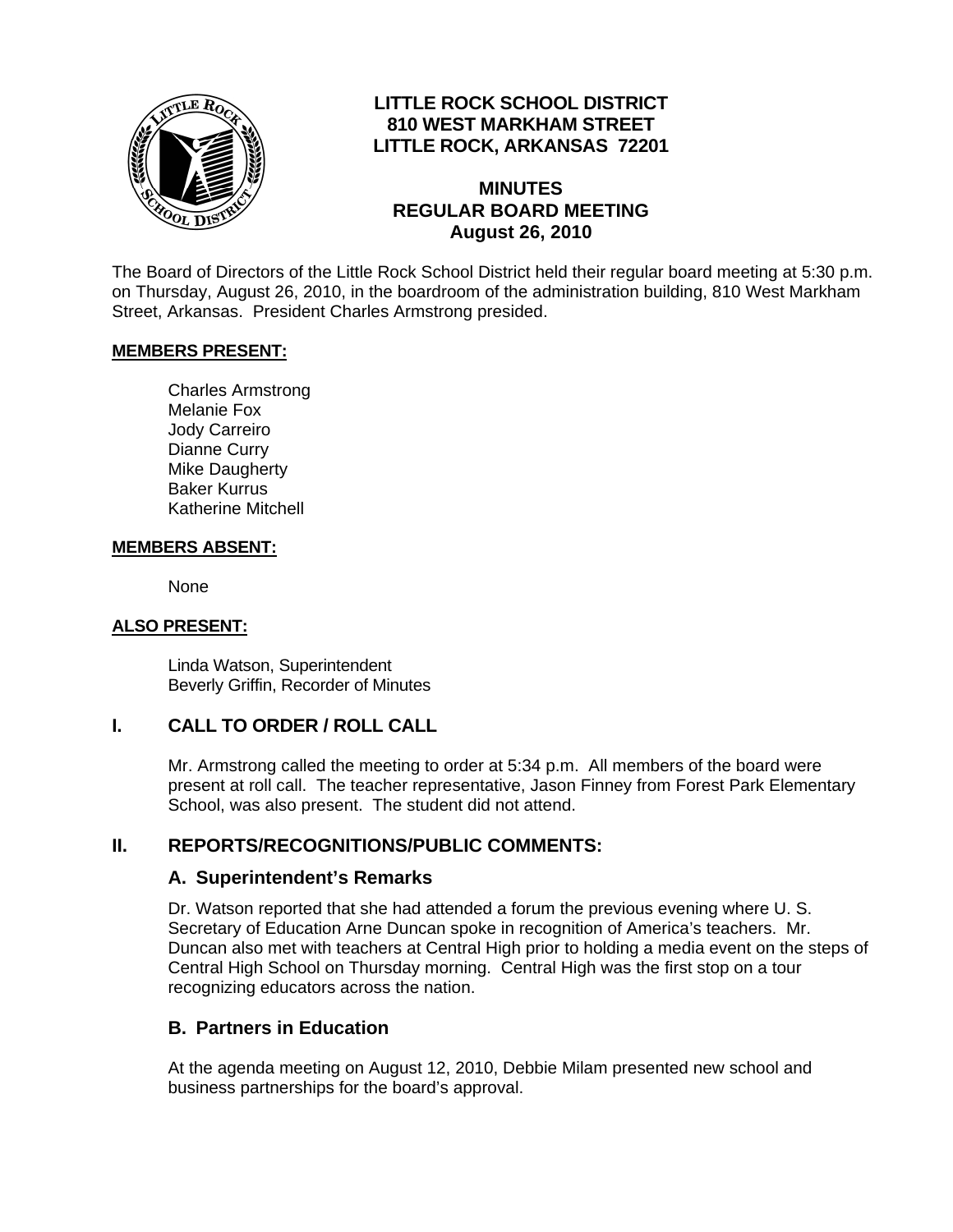# LITTLE ROCK SCHOOL DISTRICT
**810 WEST MARKHAM STREET**
**LITTLE ROCK, ARKANSAS 72201**

## MINUTES
## REGULAR BOARD MEETING
## August 26, 2010

The Board of Directors of the Little Rock School District held their regular board meeting at 5:30 p.m. on Thursday, August 26, 2010, in the boardroom of the administration building, 810 West Markham Street, Arkansas. President Charles Armstrong presided.

**MEMBERS PRESENT:**

Charles Armstrong
Melanie Fox
Jody Carreiro
Dianne Curry
Mike Daugherty
Baker Kurrus
Katherine Mitchell

**MEMBERS ABSENT:**

None

**ALSO PRESENT:**

Linda Watson, Superintendent
Beverly Griffin, Recorder of Minutes

## I. CALL TO ORDER / ROLL CALL

Mr. Armstrong called the meeting to order at 5:34 p.m. All members of the board were present at roll call. The teacher representative, Jason Finney from Forest Park Elementary School, was also present. The student did not attend.

## II. REPORTS/RECOGNITIONS/PUBLIC COMMENTS:

### A. Superintendent's Remarks

Dr. Watson reported that she had attended a forum the previous evening where U. S. Secretary of Education Arne Duncan spoke in recognition of America's teachers. Mr. Duncan also met with teachers at Central High prior to holding a media event on the steps of Central High School on Thursday morning. Central High was the first stop on a tour recognizing educators across the nation.

### B. Partners in Education

At the agenda meeting on August 12, 2010, Debbie Milam presented new school and business partnerships for the board's approval.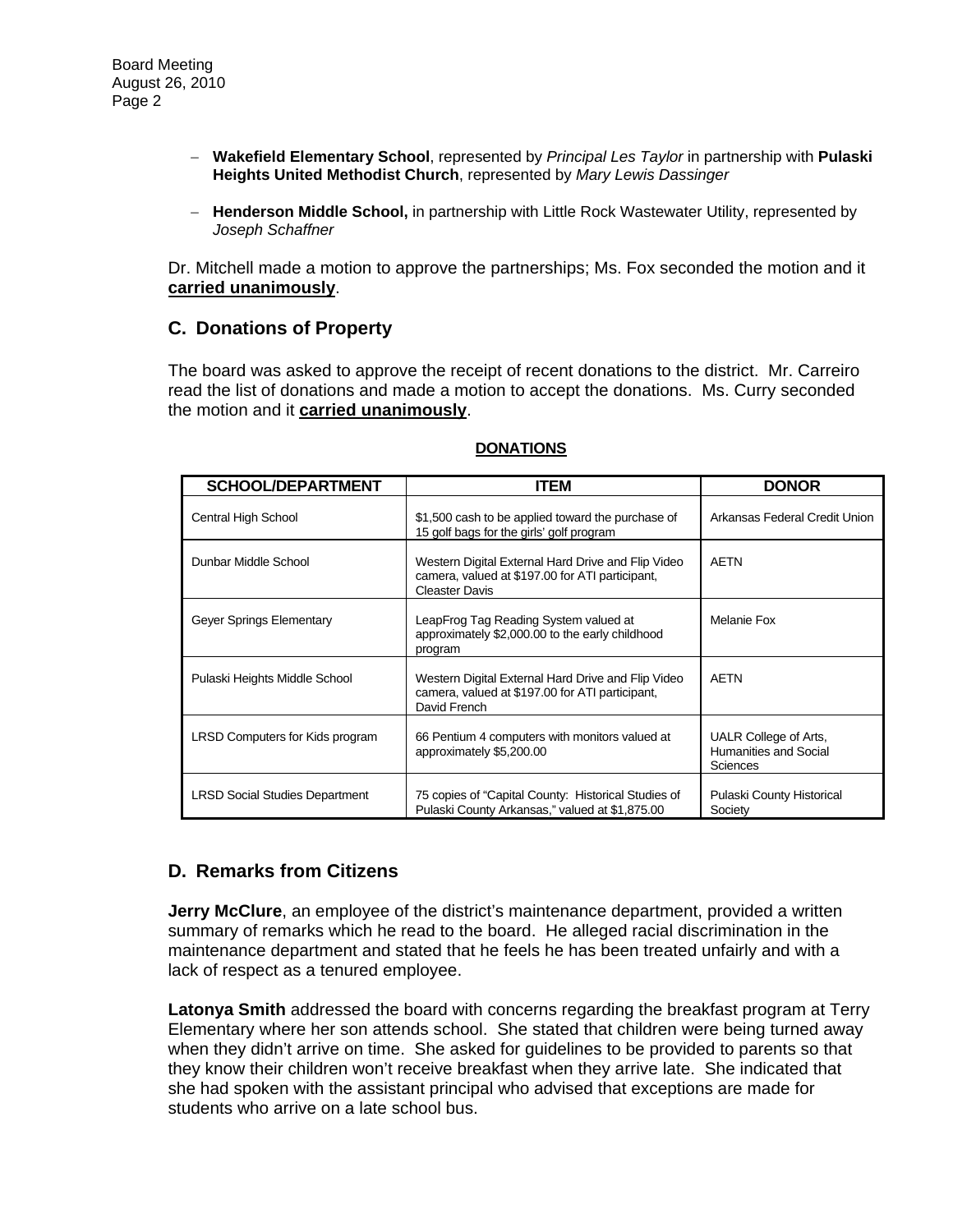- **Wakefield Elementary School**, represented by *Principal Les Taylor* in partnership with **Pulaski Heights United Methodist Church**, represented by *Mary Lewis Dassinger*

- **Henderson Middle School,** in partnership with Little Rock Wastewater Utility, represented by *Joseph Schaffner*

Dr. Mitchell made a motion to approve the partnerships; Ms. Fox seconded the motion and it **carried unanimously**.

## C. Donations of Property

The board was asked to approve the receipt of recent donations to the district. Mr. Carreiro read the list of donations and made a motion to accept the donations. Ms. Curry seconded the motion and it **carried unanimously**.

**DONATIONS**

| SCHOOL/DEPARTMENT | ITEM | DONOR |
|---|---|---|
| Central High School | $1,500 cash to be applied toward the purchase of 15 golf bags for the girls' golf program | Arkansas Federal Credit Union |
| Dunbar Middle School | Western Digital External Hard Drive and Flip Video camera, valued at $197.00 for ATI participant, Cleaster Davis | AETN |
| Geyer Springs Elementary | LeapFrog Tag Reading System valued at approximately $2,000.00 to the early childhood program | Melanie Fox |
| Pulaski Heights Middle School | Western Digital External Hard Drive and Flip Video camera, valued at $197.00 for ATI participant, David French | AETN |
| LRSD Computers for Kids program | 66 Pentium 4 computers with monitors valued at approximately $5,200.00 | UALR College of Arts, Humanities and Social Sciences |
| LRSD Social Studies Department | 75 copies of "Capital County: Historical Studies of Pulaski County Arkansas," valued at $1,875.00 | Pulaski County Historical Society |

## D. Remarks from Citizens

**Jerry McClure**, an employee of the district's maintenance department, provided a written summary of remarks which he read to the board. He alleged racial discrimination in the maintenance department and stated that he feels he has been treated unfairly and with a lack of respect as a tenured employee.

**Latonya Smith** addressed the board with concerns regarding the breakfast program at Terry Elementary where her son attends school. She stated that children were being turned away when they didn't arrive on time. She asked for guidelines to be provided to parents so that they know their children won't receive breakfast when they arrive late. She indicated that she had spoken with the assistant principal who advised that exceptions are made for students who arrive on a late school bus.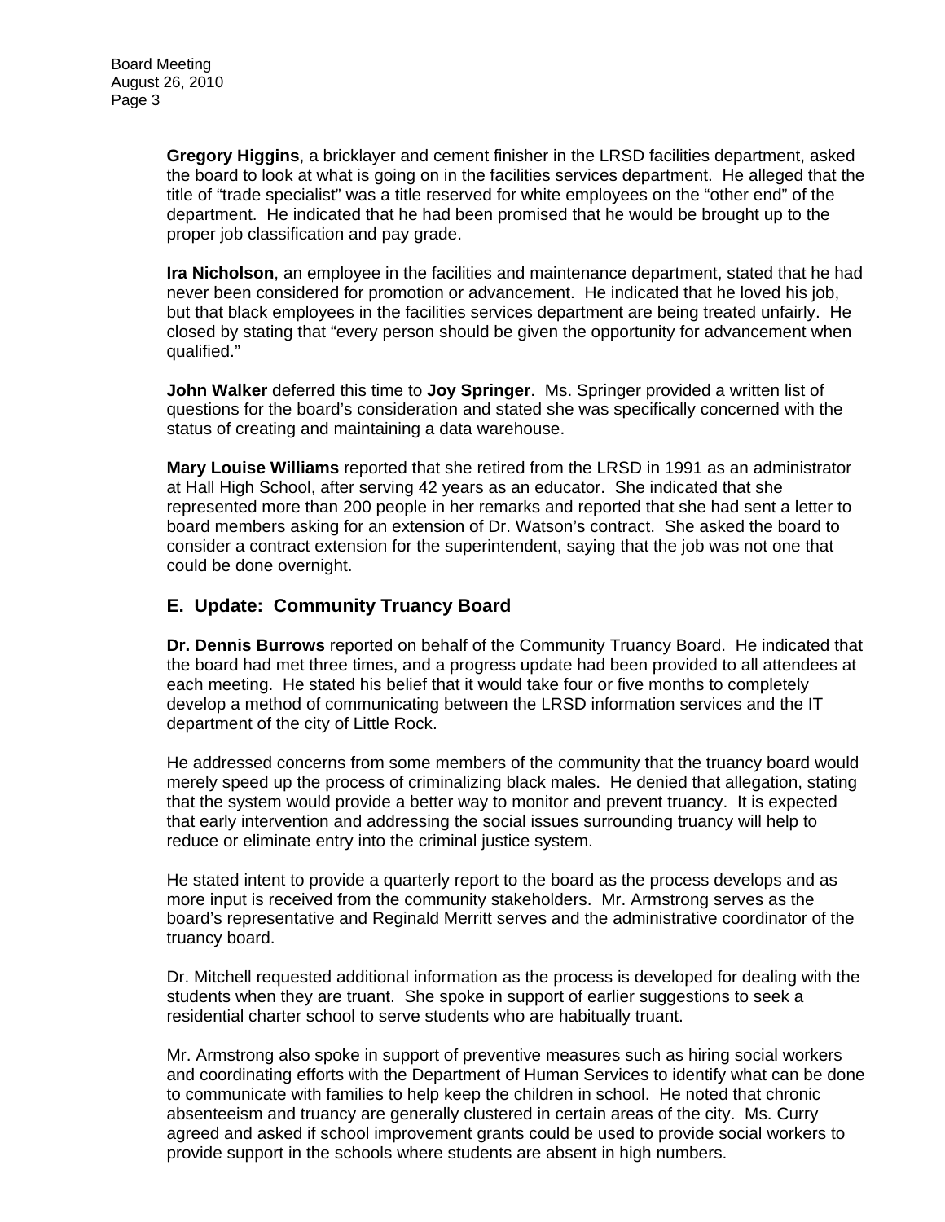**Gregory Higgins**, a bricklayer and cement finisher in the LRSD facilities department, asked the board to look at what is going on in the facilities services department. He alleged that the title of "trade specialist" was a title reserved for white employees on the "other end" of the department. He indicated that he had been promised that he would be brought up to the proper job classification and pay grade.

**Ira Nicholson**, an employee in the facilities and maintenance department, stated that he had never been considered for promotion or advancement. He indicated that he loved his job, but that black employees in the facilities services department are being treated unfairly. He closed by stating that "every person should be given the opportunity for advancement when qualified."

**John Walker** deferred this time to **Joy Springer**. Ms. Springer provided a written list of questions for the board's consideration and stated she was specifically concerned with the status of creating and maintaining a data warehouse.

**Mary Louise Williams** reported that she retired from the LRSD in 1991 as an administrator at Hall High School, after serving 42 years as an educator. She indicated that she represented more than 200 people in her remarks and reported that she had sent a letter to board members asking for an extension of Dr. Watson's contract. She asked the board to consider a contract extension for the superintendent, saying that the job was not one that could be done overnight.

## E. Update: Community Truancy Board

**Dr. Dennis Burrows** reported on behalf of the Community Truancy Board. He indicated that the board had met three times, and a progress update had been provided to all attendees at each meeting. He stated his belief that it would take four or five months to completely develop a method of communicating between the LRSD information services and the IT department of the city of Little Rock.

He addressed concerns from some members of the community that the truancy board would merely speed up the process of criminalizing black males. He denied that allegation, stating that the system would provide a better way to monitor and prevent truancy. It is expected that early intervention and addressing the social issues surrounding truancy will help to reduce or eliminate entry into the criminal justice system.

He stated intent to provide a quarterly report to the board as the process develops and as more input is received from the community stakeholders. Mr. Armstrong serves as the board's representative and Reginald Merritt serves and the administrative coordinator of the truancy board.

Dr. Mitchell requested additional information as the process is developed for dealing with the students when they are truant. She spoke in support of earlier suggestions to seek a residential charter school to serve students who are habitually truant.

Mr. Armstrong also spoke in support of preventive measures such as hiring social workers and coordinating efforts with the Department of Human Services to identify what can be done to communicate with families to help keep the children in school. He noted that chronic absenteeism and truancy are generally clustered in certain areas of the city. Ms. Curry agreed and asked if school improvement grants could be used to provide social workers to provide support in the schools where students are absent in high numbers.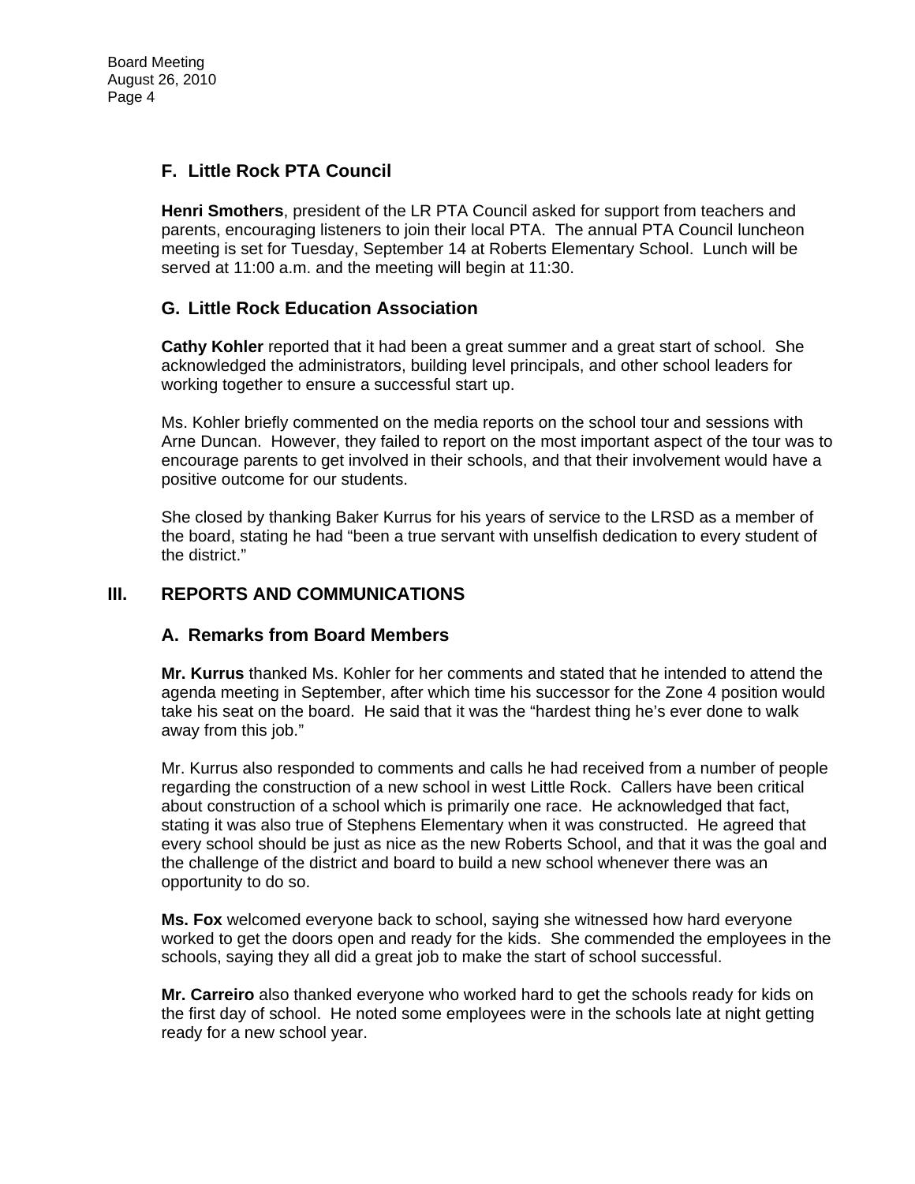### F. Little Rock PTA Council

**Henri Smothers**, president of the LR PTA Council asked for support from teachers and parents, encouraging listeners to join their local PTA. The annual PTA Council luncheon meeting is set for Tuesday, September 14 at Roberts Elementary School. Lunch will be served at 11:00 a.m. and the meeting will begin at 11:30.

### G. Little Rock Education Association

**Cathy Kohler** reported that it had been a great summer and a great start of school. She acknowledged the administrators, building level principals, and other school leaders for working together to ensure a successful start up.

Ms. Kohler briefly commented on the media reports on the school tour and sessions with Arne Duncan. However, they failed to report on the most important aspect of the tour was to encourage parents to get involved in their schools, and that their involvement would have a positive outcome for our students.

She closed by thanking Baker Kurrus for his years of service to the LRSD as a member of the board, stating he had "been a true servant with unselfish dedication to every student of the district."

## III. REPORTS AND COMMUNICATIONS

### A. Remarks from Board Members

**Mr. Kurrus** thanked Ms. Kohler for her comments and stated that he intended to attend the agenda meeting in September, after which time his successor for the Zone 4 position would take his seat on the board. He said that it was the "hardest thing he's ever done to walk away from this job."

Mr. Kurrus also responded to comments and calls he had received from a number of people regarding the construction of a new school in west Little Rock. Callers have been critical about construction of a school which is primarily one race. He acknowledged that fact, stating it was also true of Stephens Elementary when it was constructed. He agreed that every school should be just as nice as the new Roberts School, and that it was the goal and the challenge of the district and board to build a new school whenever there was an opportunity to do so.

**Ms. Fox** welcomed everyone back to school, saying she witnessed how hard everyone worked to get the doors open and ready for the kids. She commended the employees in the schools, saying they all did a great job to make the start of school successful.

**Mr. Carreiro** also thanked everyone who worked hard to get the schools ready for kids on the first day of school. He noted some employees were in the schools late at night getting ready for a new school year.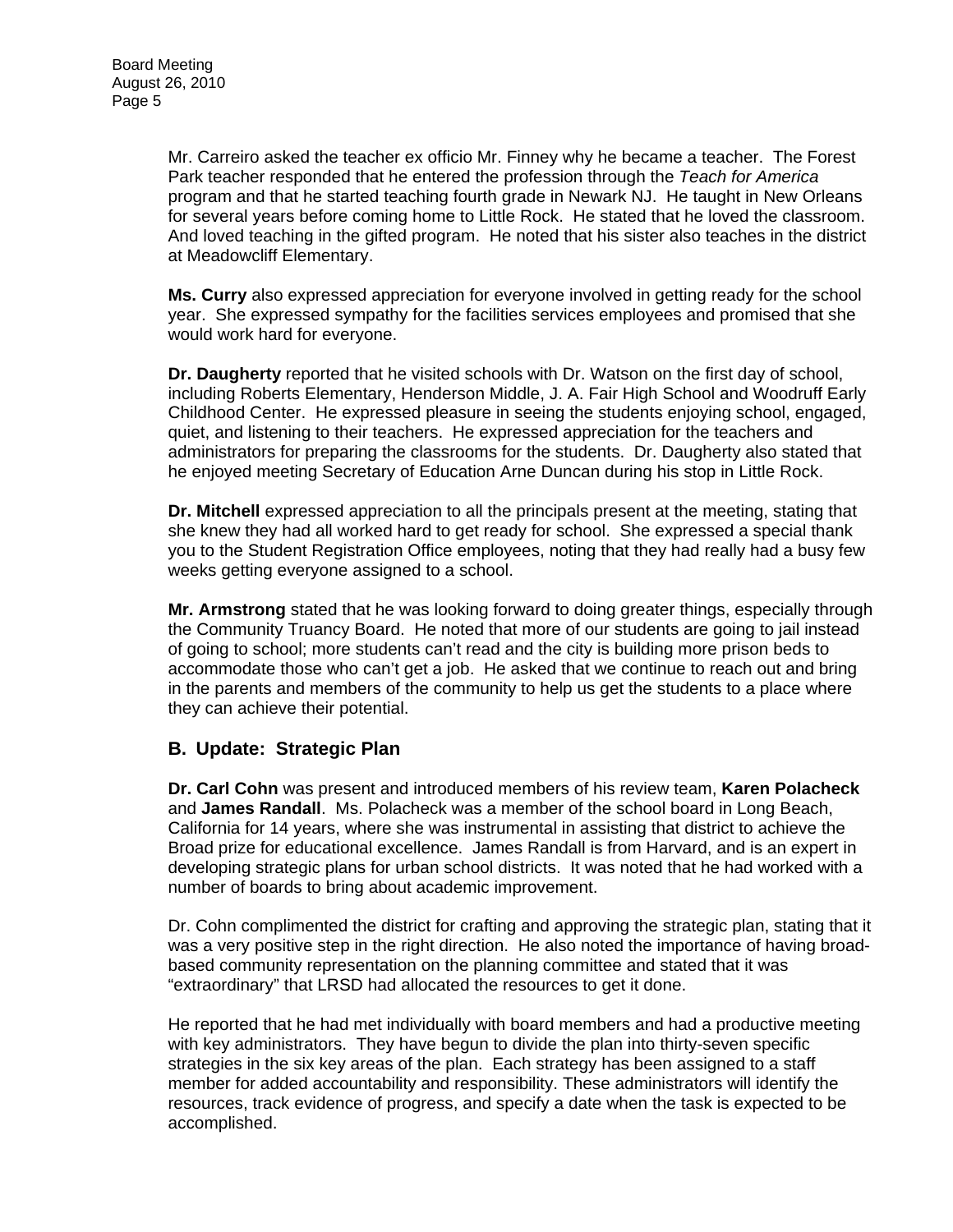Mr. Carreiro asked the teacher ex officio Mr. Finney why he became a teacher. The Forest Park teacher responded that he entered the profession through the *Teach for America* program and that he started teaching fourth grade in Newark NJ. He taught in New Orleans for several years before coming home to Little Rock. He stated that he loved the classroom. And loved teaching in the gifted program. He noted that his sister also teaches in the district at Meadowcliff Elementary.

**Ms. Curry** also expressed appreciation for everyone involved in getting ready for the school year. She expressed sympathy for the facilities services employees and promised that she would work hard for everyone.

**Dr. Daugherty** reported that he visited schools with Dr. Watson on the first day of school, including Roberts Elementary, Henderson Middle, J. A. Fair High School and Woodruff Early Childhood Center. He expressed pleasure in seeing the students enjoying school, engaged, quiet, and listening to their teachers. He expressed appreciation for the teachers and administrators for preparing the classrooms for the students. Dr. Daugherty also stated that he enjoyed meeting Secretary of Education Arne Duncan during his stop in Little Rock.

**Dr. Mitchell** expressed appreciation to all the principals present at the meeting, stating that she knew they had all worked hard to get ready for school. She expressed a special thank you to the Student Registration Office employees, noting that they had really had a busy few weeks getting everyone assigned to a school.

**Mr. Armstrong** stated that he was looking forward to doing greater things, especially through the Community Truancy Board. He noted that more of our students are going to jail instead of going to school; more students can't read and the city is building more prison beds to accommodate those who can't get a job. He asked that we continue to reach out and bring in the parents and members of the community to help us get the students to a place where they can achieve their potential.

## B. Update: Strategic Plan

**Dr. Carl Cohn** was present and introduced members of his review team, **Karen Polacheck** and **James Randall**. Ms. Polacheck was a member of the school board in Long Beach, California for 14 years, where she was instrumental in assisting that district to achieve the Broad prize for educational excellence. James Randall is from Harvard, and is an expert in developing strategic plans for urban school districts. It was noted that he had worked with a number of boards to bring about academic improvement.

Dr. Cohn complimented the district for crafting and approving the strategic plan, stating that it was a very positive step in the right direction. He also noted the importance of having broad-based community representation on the planning committee and stated that it was "extraordinary" that LRSD had allocated the resources to get it done.

He reported that he had met individually with board members and had a productive meeting with key administrators. They have begun to divide the plan into thirty-seven specific strategies in the six key areas of the plan. Each strategy has been assigned to a staff member for added accountability and responsibility. These administrators will identify the resources, track evidence of progress, and specify a date when the task is expected to be accomplished.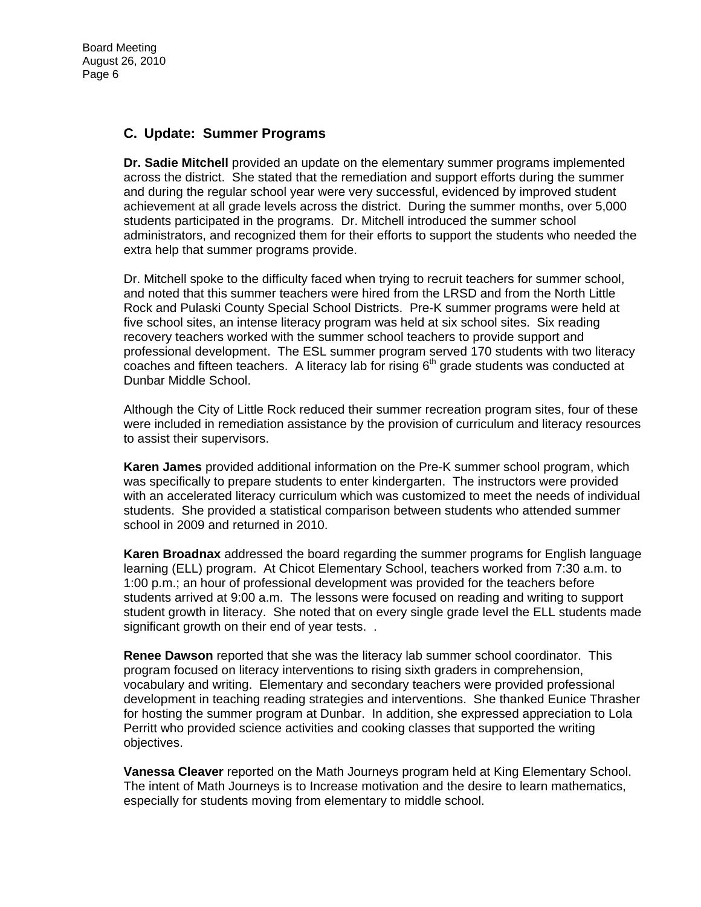## C. Update: Summer Programs

**Dr. Sadie Mitchell** provided an update on the elementary summer programs implemented across the district. She stated that the remediation and support efforts during the summer and during the regular school year were very successful, evidenced by improved student achievement at all grade levels across the district. During the summer months, over 5,000 students participated in the programs. Dr. Mitchell introduced the summer school administrators, and recognized them for their efforts to support the students who needed the extra help that summer programs provide.

Dr. Mitchell spoke to the difficulty faced when trying to recruit teachers for summer school, and noted that this summer teachers were hired from the LRSD and from the North Little Rock and Pulaski County Special School Districts. Pre-K summer programs were held at five school sites, an intense literacy program was held at six school sites. Six reading recovery teachers worked with the summer school teachers to provide support and professional development. The ESL summer program served 170 students with two literacy coaches and fifteen teachers. A literacy lab for rising 6th grade students was conducted at Dunbar Middle School.

Although the City of Little Rock reduced their summer recreation program sites, four of these were included in remediation assistance by the provision of curriculum and literacy resources to assist their supervisors.

**Karen James** provided additional information on the Pre-K summer school program, which was specifically to prepare students to enter kindergarten. The instructors were provided with an accelerated literacy curriculum which was customized to meet the needs of individual students. She provided a statistical comparison between students who attended summer school in 2009 and returned in 2010.

**Karen Broadnax** addressed the board regarding the summer programs for English language learning (ELL) program. At Chicot Elementary School, teachers worked from 7:30 a.m. to 1:00 p.m.; an hour of professional development was provided for the teachers before students arrived at 9:00 a.m. The lessons were focused on reading and writing to support student growth in literacy. She noted that on every single grade level the ELL students made significant growth on their end of year tests. .

**Renee Dawson** reported that she was the literacy lab summer school coordinator. This program focused on literacy interventions to rising sixth graders in comprehension, vocabulary and writing. Elementary and secondary teachers were provided professional development in teaching reading strategies and interventions. She thanked Eunice Thrasher for hosting the summer program at Dunbar. In addition, she expressed appreciation to Lola Perritt who provided science activities and cooking classes that supported the writing objectives.

**Vanessa Cleaver** reported on the Math Journeys program held at King Elementary School. The intent of Math Journeys is to Increase motivation and the desire to learn mathematics, especially for students moving from elementary to middle school.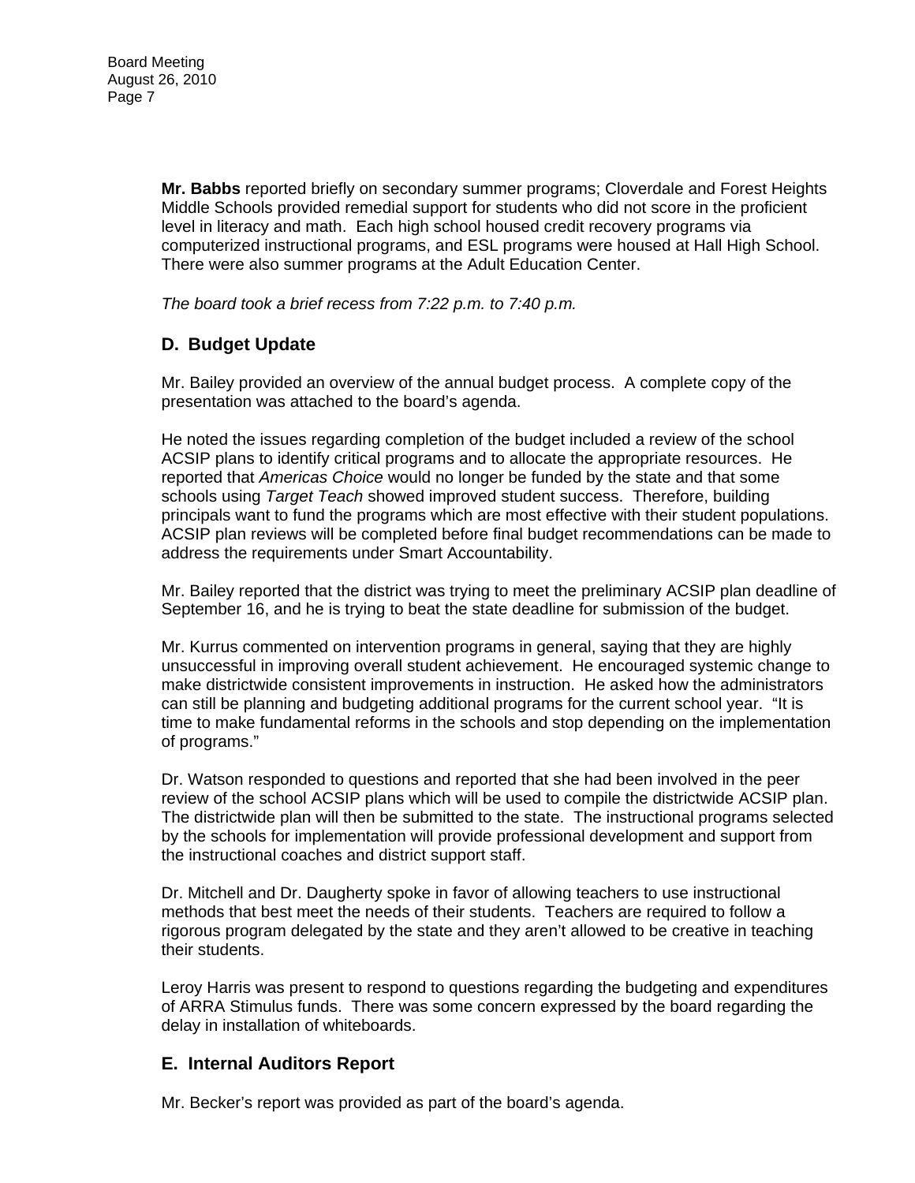**Mr. Babbs** reported briefly on secondary summer programs; Cloverdale and Forest Heights Middle Schools provided remedial support for students who did not score in the proficient level in literacy and math. Each high school housed credit recovery programs via computerized instructional programs, and ESL programs were housed at Hall High School. There were also summer programs at the Adult Education Center.

*The board took a brief recess from 7:22 p.m. to 7:40 p.m.*

## D. Budget Update

Mr. Bailey provided an overview of the annual budget process. A complete copy of the presentation was attached to the board's agenda.

He noted the issues regarding completion of the budget included a review of the school ACSIP plans to identify critical programs and to allocate the appropriate resources. He reported that *Americas Choice* would no longer be funded by the state and that some schools using *Target Teach* showed improved student success. Therefore, building principals want to fund the programs which are most effective with their student populations. ACSIP plan reviews will be completed before final budget recommendations can be made to address the requirements under Smart Accountability.

Mr. Bailey reported that the district was trying to meet the preliminary ACSIP plan deadline of September 16, and he is trying to beat the state deadline for submission of the budget.

Mr. Kurrus commented on intervention programs in general, saying that they are highly unsuccessful in improving overall student achievement. He encouraged systemic change to make districtwide consistent improvements in instruction. He asked how the administrators can still be planning and budgeting additional programs for the current school year. "It is time to make fundamental reforms in the schools and stop depending on the implementation of programs."

Dr. Watson responded to questions and reported that she had been involved in the peer review of the school ACSIP plans which will be used to compile the districtwide ACSIP plan. The districtwide plan will then be submitted to the state. The instructional programs selected by the schools for implementation will provide professional development and support from the instructional coaches and district support staff.

Dr. Mitchell and Dr. Daugherty spoke in favor of allowing teachers to use instructional methods that best meet the needs of their students. Teachers are required to follow a rigorous program delegated by the state and they aren't allowed to be creative in teaching their students.

Leroy Harris was present to respond to questions regarding the budgeting and expenditures of ARRA Stimulus funds. There was some concern expressed by the board regarding the delay in installation of whiteboards.

## E. Internal Auditors Report

Mr. Becker's report was provided as part of the board's agenda.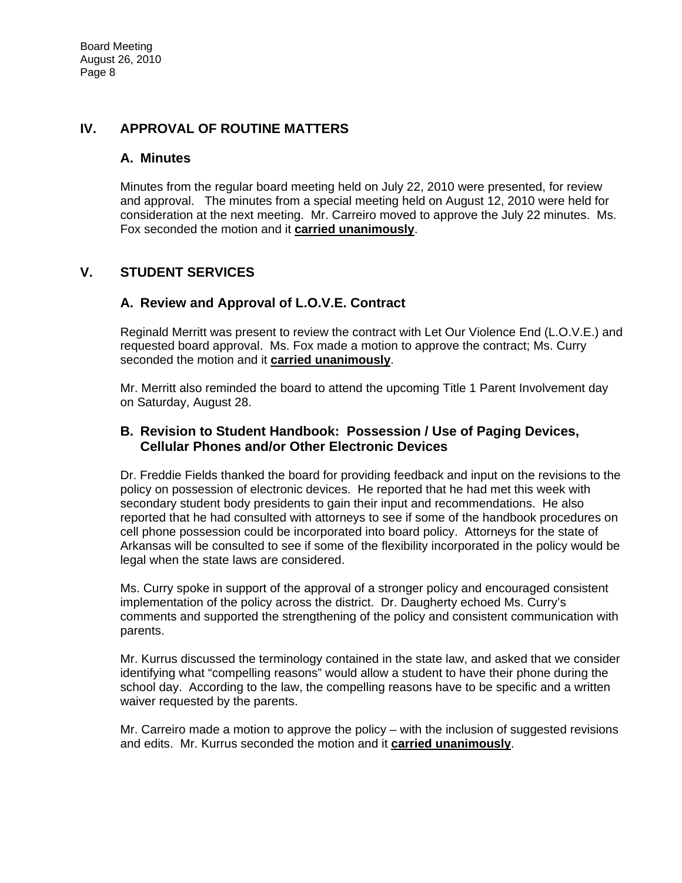## IV. APPROVAL OF ROUTINE MATTERS

### A. Minutes

Minutes from the regular board meeting held on July 22, 2010 were presented, for review and approval. The minutes from a special meeting held on August 12, 2010 were held for consideration at the next meeting. Mr. Carreiro moved to approve the July 22 minutes. Ms. Fox seconded the motion and it **carried unanimously**.

## V. STUDENT SERVICES

### A. Review and Approval of L.O.V.E. Contract

Reginald Merritt was present to review the contract with Let Our Violence End (L.O.V.E.) and requested board approval. Ms. Fox made a motion to approve the contract; Ms. Curry seconded the motion and it **carried unanimously**.

Mr. Merritt also reminded the board to attend the upcoming Title 1 Parent Involvement day on Saturday, August 28.

### B. Revision to Student Handbook: Possession / Use of Paging Devices, Cellular Phones and/or Other Electronic Devices

Dr. Freddie Fields thanked the board for providing feedback and input on the revisions to the policy on possession of electronic devices. He reported that he had met this week with secondary student body presidents to gain their input and recommendations. He also reported that he had consulted with attorneys to see if some of the handbook procedures on cell phone possession could be incorporated into board policy. Attorneys for the state of Arkansas will be consulted to see if some of the flexibility incorporated in the policy would be legal when the state laws are considered.

Ms. Curry spoke in support of the approval of a stronger policy and encouraged consistent implementation of the policy across the district. Dr. Daugherty echoed Ms. Curry's comments and supported the strengthening of the policy and consistent communication with parents.

Mr. Kurrus discussed the terminology contained in the state law, and asked that we consider identifying what "compelling reasons" would allow a student to have their phone during the school day. According to the law, the compelling reasons have to be specific and a written waiver requested by the parents.

Mr. Carreiro made a motion to approve the policy – with the inclusion of suggested revisions and edits. Mr. Kurrus seconded the motion and it **carried unanimously**.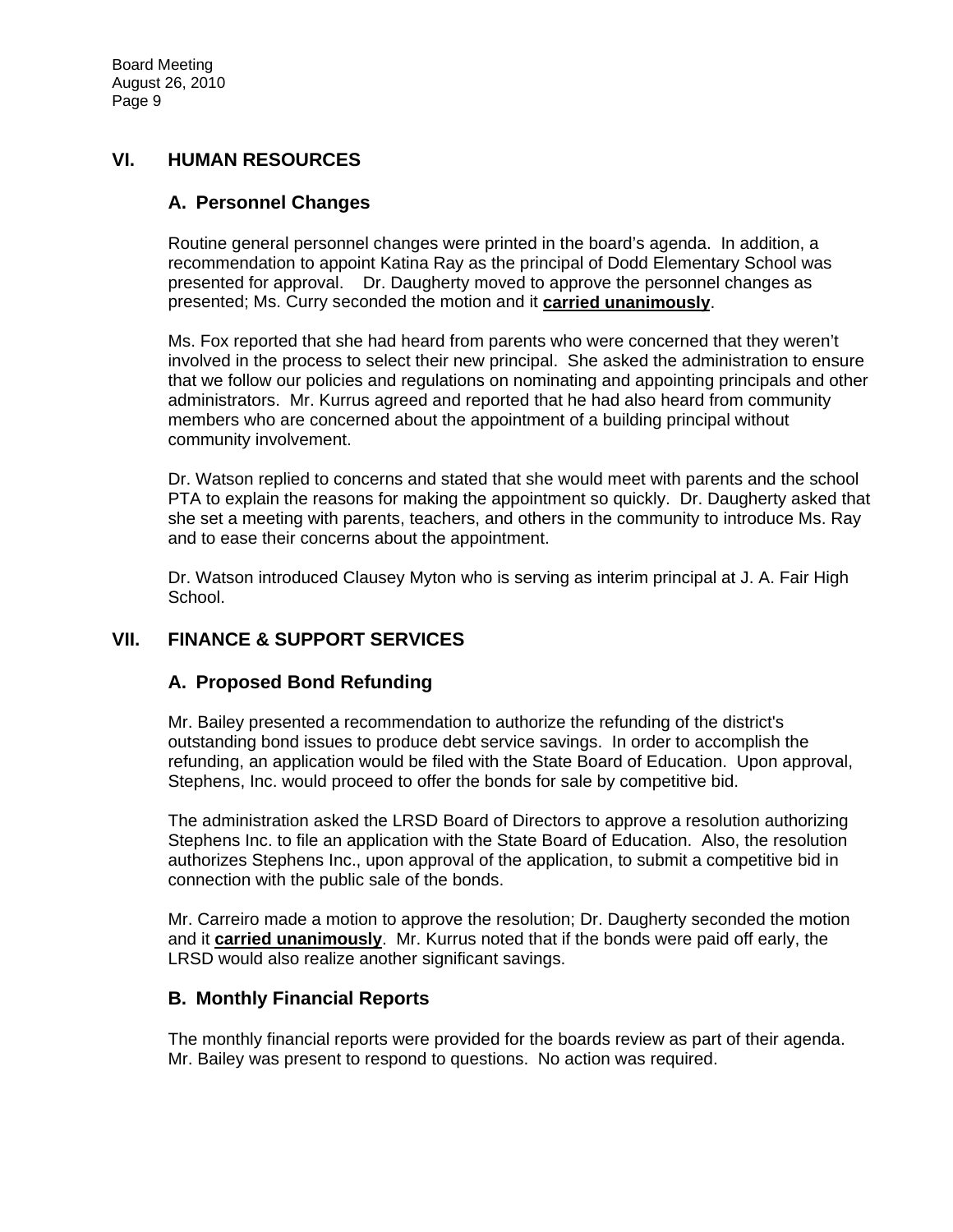## VI. HUMAN RESOURCES

### A. Personnel Changes

Routine general personnel changes were printed in the board's agenda. In addition, a recommendation to appoint Katina Ray as the principal of Dodd Elementary School was presented for approval. Dr. Daugherty moved to approve the personnel changes as presented; Ms. Curry seconded the motion and it **carried unanimously**.

Ms. Fox reported that she had heard from parents who were concerned that they weren't involved in the process to select their new principal. She asked the administration to ensure that we follow our policies and regulations on nominating and appointing principals and other administrators. Mr. Kurrus agreed and reported that he had also heard from community members who are concerned about the appointment of a building principal without community involvement.

Dr. Watson replied to concerns and stated that she would meet with parents and the school PTA to explain the reasons for making the appointment so quickly. Dr. Daugherty asked that she set a meeting with parents, teachers, and others in the community to introduce Ms. Ray and to ease their concerns about the appointment.

Dr. Watson introduced Clausey Myton who is serving as interim principal at J. A. Fair High School.

## VII. FINANCE & SUPPORT SERVICES

### A. Proposed Bond Refunding

Mr. Bailey presented a recommendation to authorize the refunding of the district's outstanding bond issues to produce debt service savings. In order to accomplish the refunding, an application would be filed with the State Board of Education. Upon approval, Stephens, Inc. would proceed to offer the bonds for sale by competitive bid.

The administration asked the LRSD Board of Directors to approve a resolution authorizing Stephens Inc. to file an application with the State Board of Education. Also, the resolution authorizes Stephens Inc., upon approval of the application, to submit a competitive bid in connection with the public sale of the bonds.

Mr. Carreiro made a motion to approve the resolution; Dr. Daugherty seconded the motion and it **carried unanimously**. Mr. Kurrus noted that if the bonds were paid off early, the LRSD would also realize another significant savings.

### B. Monthly Financial Reports

The monthly financial reports were provided for the boards review as part of their agenda. Mr. Bailey was present to respond to questions. No action was required.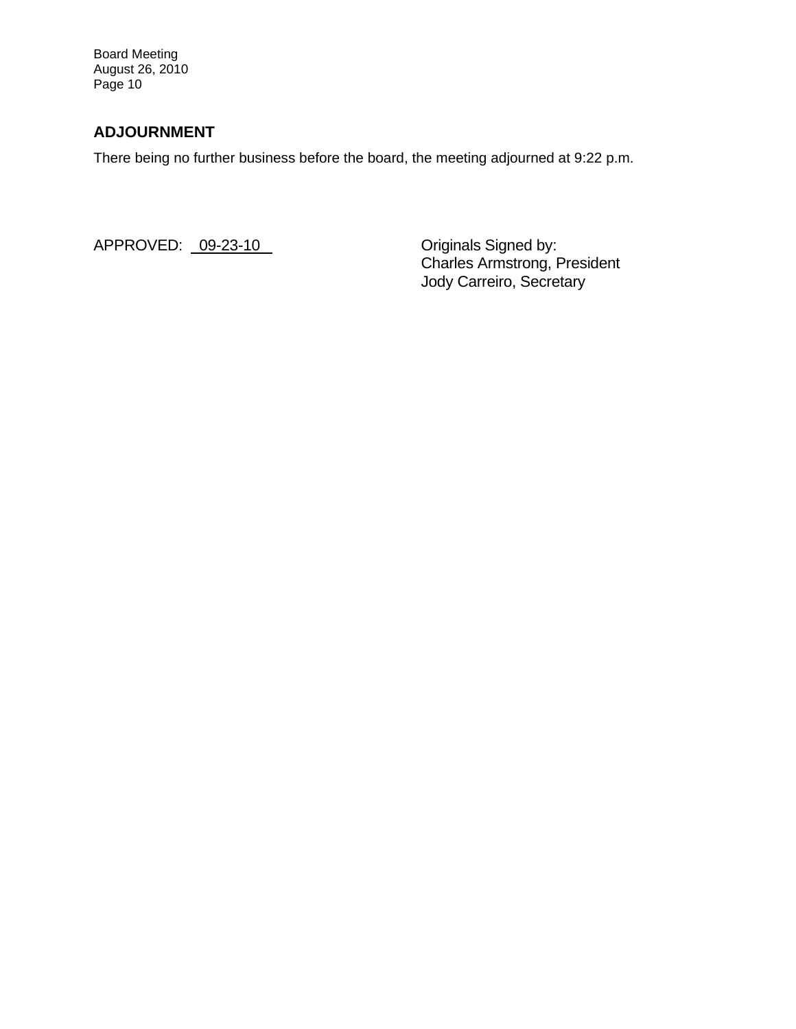## ADJOURNMENT

There being no further business before the board, the meeting adjourned at 9:22 p.m.

APPROVED: 09-23-10

Originals Signed by:
Charles Armstrong, President
Jody Carreiro, Secretary